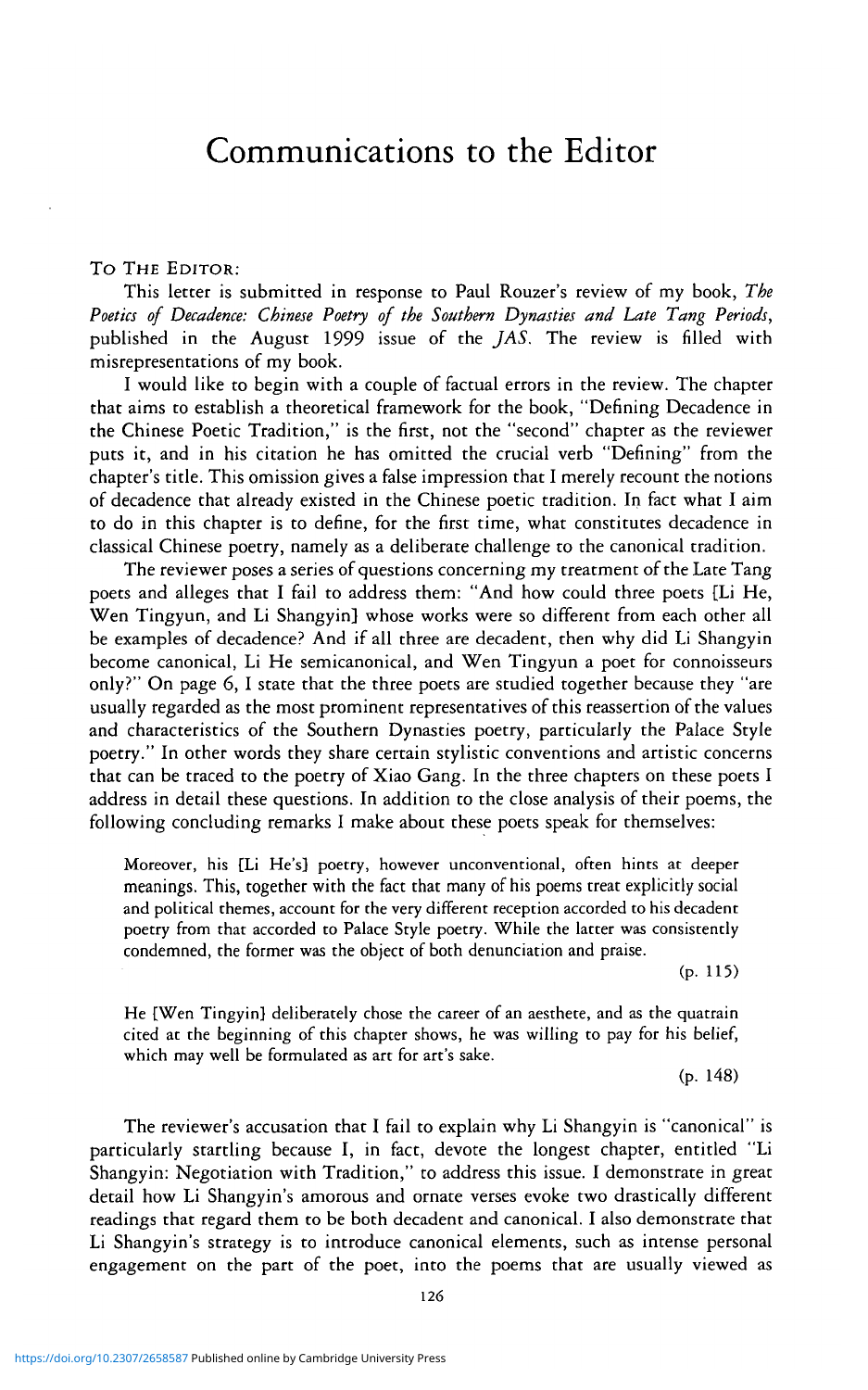# Communications to the Editor

TO THE EDITOR:

This letter is submitted in response to Paul Rouzer's review of my book, *The Poetics of Decadence: Chinese Poetry of the Southern Dynasties and Late Tang Periods*, published in the August 1999 issue of the *JAS*. The review is filled with misrepresentations of my book.

I would like to begin with a couple of factual errors in the review. The chapter that aims to establish a theoretical framework for the book, "Defining Decadence in the Chinese Poetic Tradition," is the first, not the "second" chapter as the reviewer puts it, and in his citation he has omitted the crucial verb "Defining" from the chapter's title. This omission gives a false impression that I merely recount the notions of decadence that already existed in the Chinese poetic tradition. In fact what I aim to do in this chapter is to define, for the first time, what constitutes decadence in classical Chinese poetry, namely as a deliberate challenge to the canonical tradition.

The reviewer poses a series of questions concerning my treatment of the Late Tang poets and alleges that I fail to address them: "And how could three poets [Li He, Wen Tingyun, and Li Shangyin] whose works were so different from each other all be examples of decadence? And if all three are decadent, then why did Li Shangyin become canonical, Li He semicanonical, and Wen Tingyun a poet for connoisseurs only?" On page 6, I state that the three poets are studied together because they "are usually regarded as the most prominent representatives of this reassertion of the values and characteristics of the Southern Dynasties poetry, particularly the Palace Style poetry." In other words they share certain stylistic conventions and artistic concerns that can be traced to the poetry of Xiao Gang. In the three chapters on these poets I address in detail these questions. In addition to the close analysis of their poems, the following concluding remarks I make about these poets speak for themselves:

> Moreover, his [Li He's] poetry, however unconventional, often hints at deeper meanings. This, together with the fact that many of his poems treat explicitly social and political themes, account for the very different reception accorded to his decadent poetry from that accorded to Palace Style poetry. While the latter was consistently condemned, the former was the object of both denunciation and praise.
>
> (p. 115)

> He [Wen Tingyin] deliberately chose the career of an aesthete, and as the quatrain cited at the beginning of this chapter shows, he was willing to pay for his belief, which may well be formulated as art for art's sake.
>
> (p. 148)

The reviewer's accusation that I fail to explain why Li Shangyin is "canonical" is particularly startling because I, in fact, devote the longest chapter, entitled "Li Shangyin: Negotiation with Tradition," to address this issue. I demonstrate in great detail how Li Shangyin's amorous and ornate verses evoke two drastically different readings that regard them to be both decadent and canonical. I also demonstrate that Li Shangyin's strategy is to introduce canonical elements, such as intense personal engagement on the part of the poet, into the poems that are usually viewed as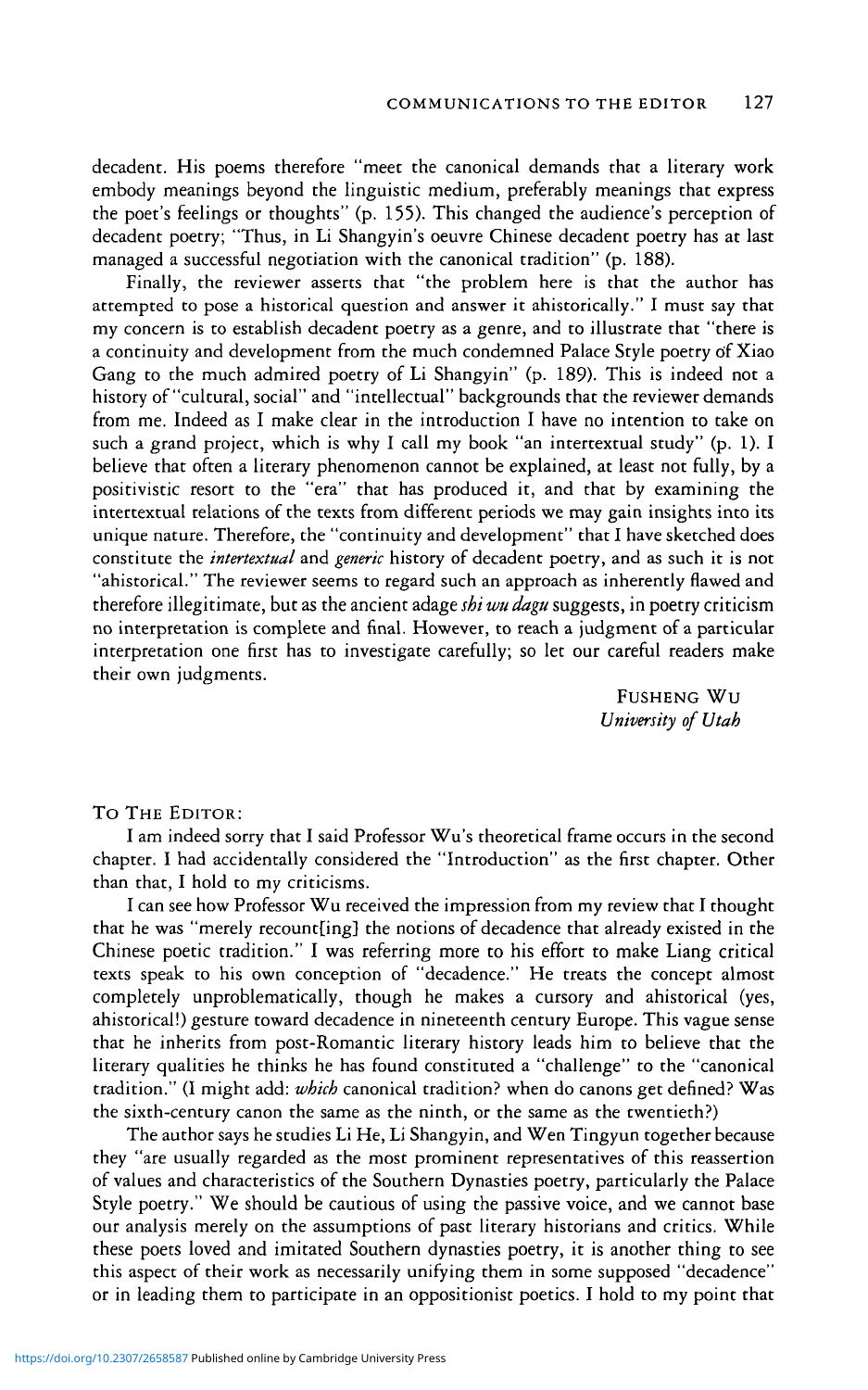decadent. His poems therefore "meet the canonical demands that a literary work embody meanings beyond the linguistic medium, preferably meanings that express the poet's feelings or thoughts" (p. 155). This changed the audience's perception of decadent poetry; "Thus, in Li Shangyin's oeuvre Chinese decadent poetry has at last managed a successful negotiation with the canonical tradition" (p. 188).

Finally, the reviewer asserts that "the problem here is that the author has attempted to pose a historical question and answer it ahistorically." I must say that my concern is to establish decadent poetry as a genre, and to illustrate that "there is a continuity and development from the much condemned Palace Style poetry of Xiao Gang to the much admired poetry of Li Shangyin" (p. 189). This is indeed not a history of "cultural, social" and "intellectual" backgrounds that the reviewer demands from me. Indeed as I make clear in the introduction I have no intention to take on such a grand project, which is why I call my book "an intertextual study" (p. 1). I believe that often a literary phenomenon cannot be explained, at least not fully, by a positivistic resort to the "era" that has produced it, and that by examining the intertextual relations of the texts from different periods we may gain insights into its unique nature. Therefore, the "continuity and development" that I have sketched does constitute the *intertextual* and *generic* history of decadent poetry, and as such it is not "ahistorical." The reviewer seems to regard such an approach as inherently flawed and therefore illegitimate, but as the ancient adage *shi wu dagu* suggests, in poetry criticism no interpretation is complete and final. However, to reach a judgment of a particular interpretation one first has to investigate carefully; so let our careful readers make their own judgments.

FUSHENG WU
*University of Utah*

TO THE EDITOR:

I am indeed sorry that I said Professor Wu's theoretical frame occurs in the second chapter. I had accidentally considered the "Introduction" as the first chapter. Other than that, I hold to my criticisms.

I can see how Professor Wu received the impression from my review that I thought that he was "merely recount[ing] the notions of decadence that already existed in the Chinese poetic tradition." I was referring more to his effort to make Liang critical texts speak to his own conception of "decadence." He treats the concept almost completely unproblematically, though he makes a cursory and ahistorical (yes, ahistorical!) gesture toward decadence in nineteenth century Europe. This vague sense that he inherits from post-Romantic literary history leads him to believe that the literary qualities he thinks he has found constituted a "challenge" to the "canonical tradition." (I might add: *which* canonical tradition? when do canons get defined? Was the sixth-century canon the same as the ninth, or the same as the twentieth?)

The author says he studies Li He, Li Shangyin, and Wen Tingyun together because they "are usually regarded as the most prominent representatives of this reassertion of values and characteristics of the Southern Dynasties poetry, particularly the Palace Style poetry." We should be cautious of using the passive voice, and we cannot base our analysis merely on the assumptions of past literary historians and critics. While these poets loved and imitated Southern dynasties poetry, it is another thing to see this aspect of their work as necessarily unifying them in some supposed "decadence" or in leading them to participate in an oppositionist poetics. I hold to my point that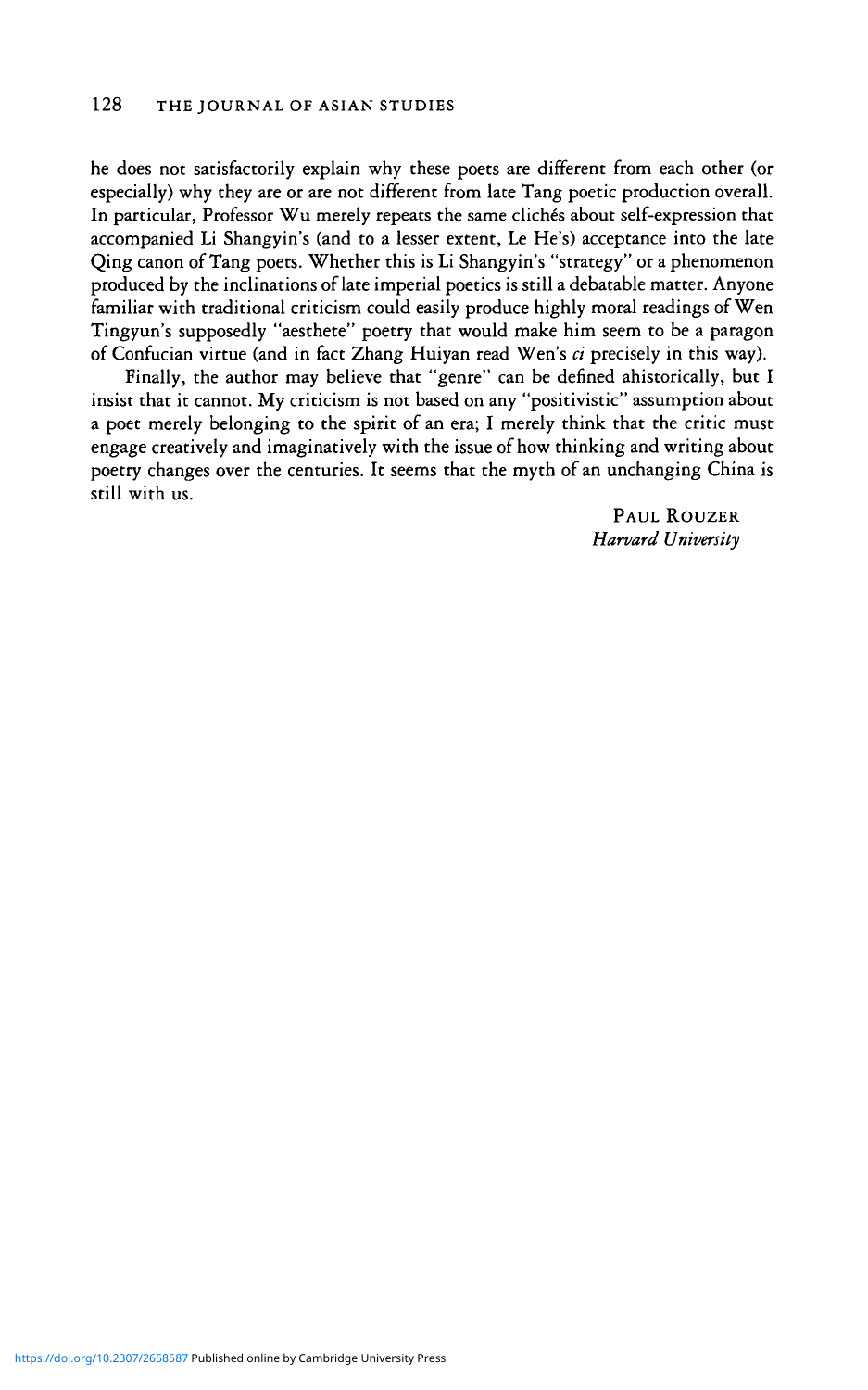he does not satisfactorily explain why these poets are different from each other (or especially) why they are or are not different from late Tang poetic production overall. In particular, Professor Wu merely repeats the same clichés about self-expression that accompanied Li Shangyin's (and to a lesser extent, Le He's) acceptance into the late Qing canon of Tang poets. Whether this is Li Shangyin's "strategy" or a phenomenon produced by the inclinations of late imperial poetics is still a debatable matter. Anyone familiar with traditional criticism could easily produce highly moral readings of Wen Tingyun's supposedly "aesthete" poetry that would make him seem to be a paragon of Confucian virtue (and in fact Zhang Huiyan read Wen's *ci* precisely in this way).

Finally, the author may believe that "genre" can be defined ahistorically, but I insist that it cannot. My criticism is not based on any "positivistic" assumption about a poet merely belonging to the spirit of an era; I merely think that the critic must engage creatively and imaginatively with the issue of how thinking and writing about poetry changes over the centuries. It seems that the myth of an unchanging China is still with us.

PAUL ROUZER
*Harvard University*